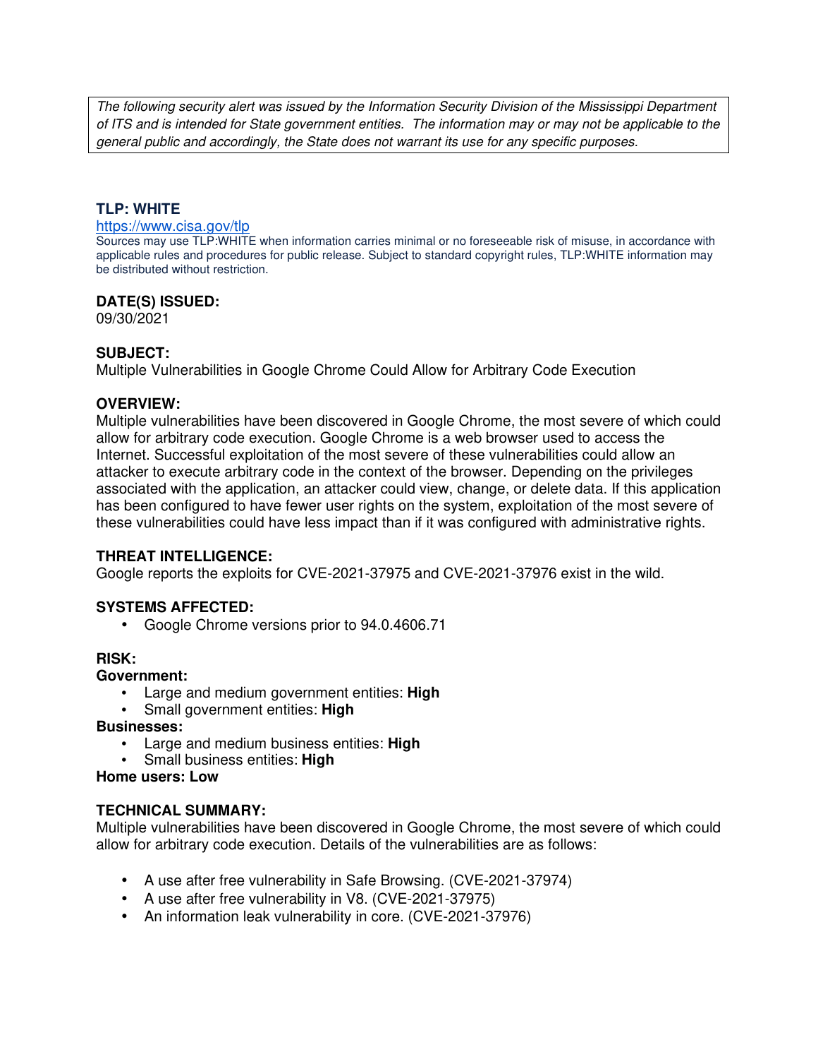*The following security alert was issued by the Information Security Division of the Mississippi Department of ITS and is intended for State government entities. The information may or may not be applicable to the general public and accordingly, the State does not warrant its use for any specific purposes.*

**TLP: WHITE**

https://www.cisa.gov/tlp

Sources may use TLP:WHITE when information carries minimal or no foreseeable risk of misuse, in accordance with applicable rules and procedures for public release. Subject to standard copyright rules, TLP:WHITE information may be distributed without restriction.

**DATE(S) ISSUED:**

09/30/2021

**SUBJECT:**

Multiple Vulnerabilities in Google Chrome Could Allow for Arbitrary Code Execution

**OVERVIEW:**

Multiple vulnerabilities have been discovered in Google Chrome, the most severe of which could allow for arbitrary code execution. Google Chrome is a web browser used to access the Internet. Successful exploitation of the most severe of these vulnerabilities could allow an attacker to execute arbitrary code in the context of the browser. Depending on the privileges associated with the application, an attacker could view, change, or delete data. If this application has been configured to have fewer user rights on the system, exploitation of the most severe of these vulnerabilities could have less impact than if it was configured with administrative rights.

**THREAT INTELLIGENCE:**

Google reports the exploits for CVE-2021-37975 and CVE-2021-37976 exist in the wild.

**SYSTEMS AFFECTED:**

- Google Chrome versions prior to 94.0.4606.71

**RISK:**

**Government:**

- Large and medium government entities: **High**
- Small government entities: **High**

**Businesses:**

- Large and medium business entities: **High**
- Small business entities: **High**

**Home users: Low**

**TECHNICAL SUMMARY:**

Multiple vulnerabilities have been discovered in Google Chrome, the most severe of which could allow for arbitrary code execution. Details of the vulnerabilities are as follows:

- A use after free vulnerability in Safe Browsing. (CVE-2021-37974)
- A use after free vulnerability in V8. (CVE-2021-37975)
- An information leak vulnerability in core. (CVE-2021-37976)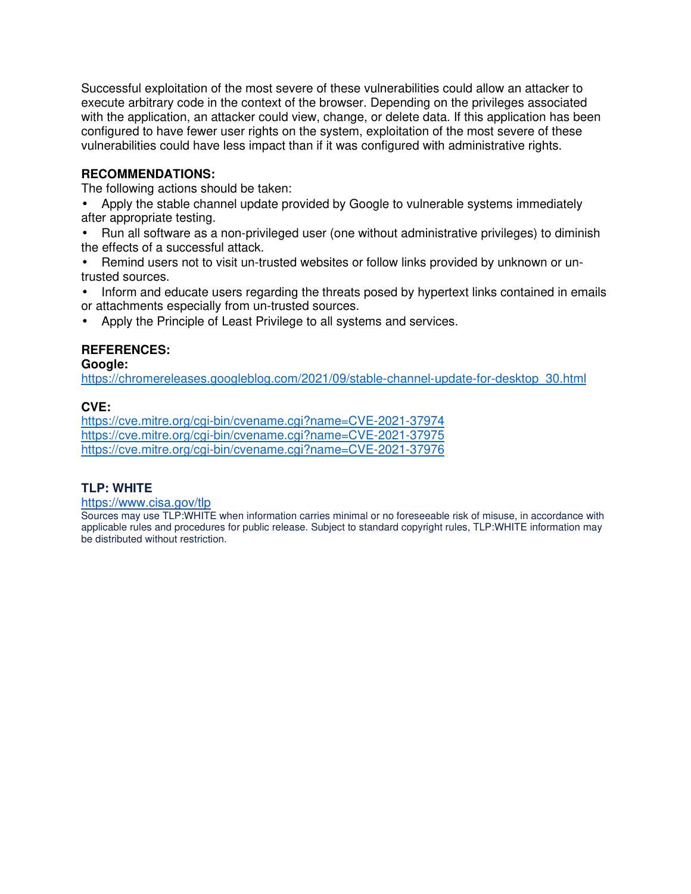Successful exploitation of the most severe of these vulnerabilities could allow an attacker to execute arbitrary code in the context of the browser. Depending on the privileges associated with the application, an attacker could view, change, or delete data. If this application has been configured to have fewer user rights on the system, exploitation of the most severe of these vulnerabilities could have less impact than if it was configured with administrative rights.

**RECOMMENDATIONS:**

The following actions should be taken:

- Apply the stable channel update provided by Google to vulnerable systems immediately after appropriate testing.
- Run all software as a non-privileged user (one without administrative privileges) to diminish the effects of a successful attack.
- Remind users not to visit un-trusted websites or follow links provided by unknown or un-trusted sources.
- Inform and educate users regarding the threats posed by hypertext links contained in emails or attachments especially from un-trusted sources.
- Apply the Principle of Least Privilege to all systems and services.

**REFERENCES:**

**Google:**

https://chromereleases.googleblog.com/2021/09/stable-channel-update-for-desktop_30.html

**CVE:**

https://cve.mitre.org/cgi-bin/cvename.cgi?name=CVE-2021-37974
https://cve.mitre.org/cgi-bin/cvename.cgi?name=CVE-2021-37975
https://cve.mitre.org/cgi-bin/cvename.cgi?name=CVE-2021-37976

**TLP: WHITE**

https://www.cisa.gov/tlp

Sources may use TLP:WHITE when information carries minimal or no foreseeable risk of misuse, in accordance with applicable rules and procedures for public release. Subject to standard copyright rules, TLP:WHITE information may be distributed without restriction.